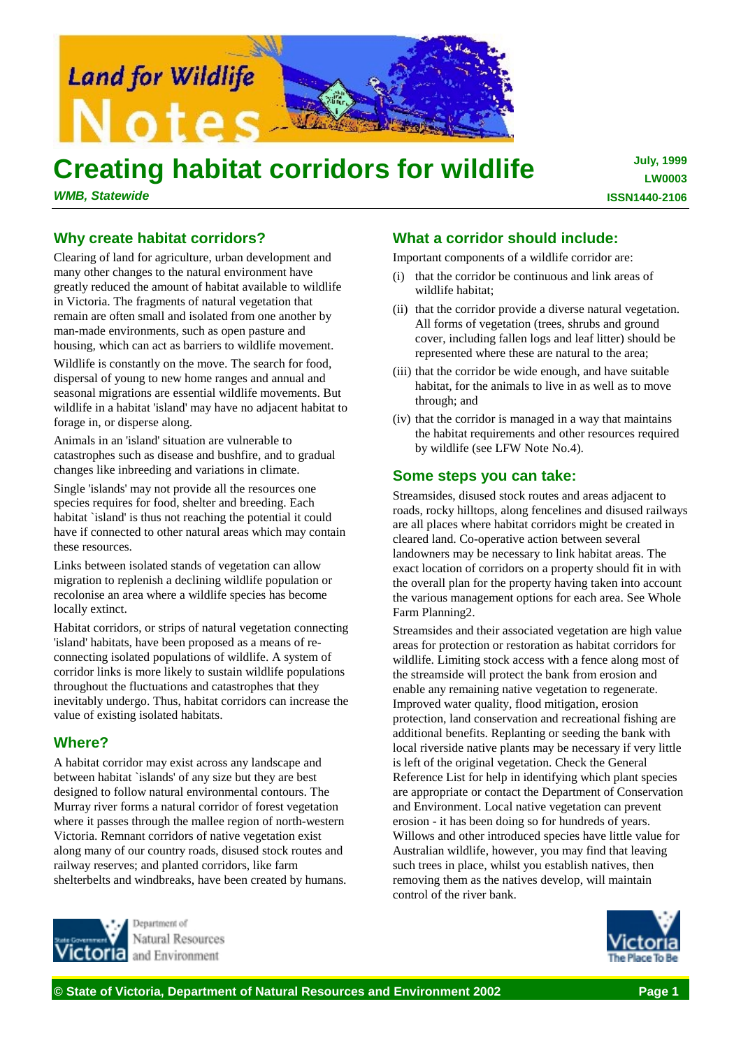# Creating habitat corridors for wildlife

*WMB, Statewide*

**July, 1999**
**LW0003**
**ISSN1440-2106**

## Why create habitat corridors?

Clearing of land for agriculture, urban development and many other changes to the natural environment have greatly reduced the amount of habitat available to wildlife in Victoria. The fragments of natural vegetation that remain are often small and isolated from one another by man-made environments, such as open pasture and housing, which can act as barriers to wildlife movement.

Wildlife is constantly on the move. The search for food, dispersal of young to new home ranges and annual and seasonal migrations are essential wildlife movements. But wildlife in a habitat 'island' may have no adjacent habitat to forage in, or disperse along.

Animals in an 'island' situation are vulnerable to catastrophes such as disease and bushfire, and to gradual changes like inbreeding and variations in climate.

Single 'islands' may not provide all the resources one species requires for food, shelter and breeding. Each habitat `island' is thus not reaching the potential it could have if connected to other natural areas which may contain these resources.

Links between isolated stands of vegetation can allow migration to replenish a declining wildlife population or recolonise an area where a wildlife species has become locally extinct.

Habitat corridors, or strips of natural vegetation connecting 'island' habitats, have been proposed as a means of re-connecting isolated populations of wildlife. A system of corridor links is more likely to sustain wildlife populations throughout the fluctuations and catastrophes that they inevitably undergo. Thus, habitat corridors can increase the value of existing isolated habitats.

## Where?

A habitat corridor may exist across any landscape and between habitat `islands' of any size but they are best designed to follow natural environmental contours. The Murray river forms a natural corridor of forest vegetation where it passes through the mallee region of north-western Victoria. Remnant corridors of native vegetation exist along many of our country roads, disused stock routes and railway reserves; and planted corridors, like farm shelterbelts and windbreaks, have been created by humans.

## What a corridor should include:

Important components of a wildlife corridor are:

(i) that the corridor be continuous and link areas of wildlife habitat;

(ii) that the corridor provide a diverse natural vegetation. All forms of vegetation (trees, shrubs and ground cover, including fallen logs and leaf litter) should be represented where these are natural to the area;

(iii) that the corridor be wide enough, and have suitable habitat, for the animals to live in as well as to move through; and

(iv) that the corridor is managed in a way that maintains the habitat requirements and other resources required by wildlife (see LFW Note No.4).

## Some steps you can take:

Streamsides, disused stock routes and areas adjacent to roads, rocky hilltops, along fencelines and disused railways are all places where habitat corridors might be created in cleared land. Co-operative action between several landowners may be necessary to link habitat areas. The exact location of corridors on a property should fit in with the overall plan for the property having taken into account the various management options for each area. See Whole Farm Planning2.

Streamsides and their associated vegetation are high value areas for protection or restoration as habitat corridors for wildlife. Limiting stock access with a fence along most of the streamside will protect the bank from erosion and enable any remaining native vegetation to regenerate. Improved water quality, flood mitigation, erosion protection, land conservation and recreational fishing are additional benefits. Replanting or seeding the bank with local riverside native plants may be necessary if very little is left of the original vegetation. Check the General Reference List for help in identifying which plant species are appropriate or contact the Department of Conservation and Environment. Local native vegetation can prevent erosion - it has been doing so for hundreds of years. Willows and other introduced species have little value for Australian wildlife, however, you may find that leaving such trees in place, whilst you establish natives, then removing them as the natives develop, will maintain control of the river bank.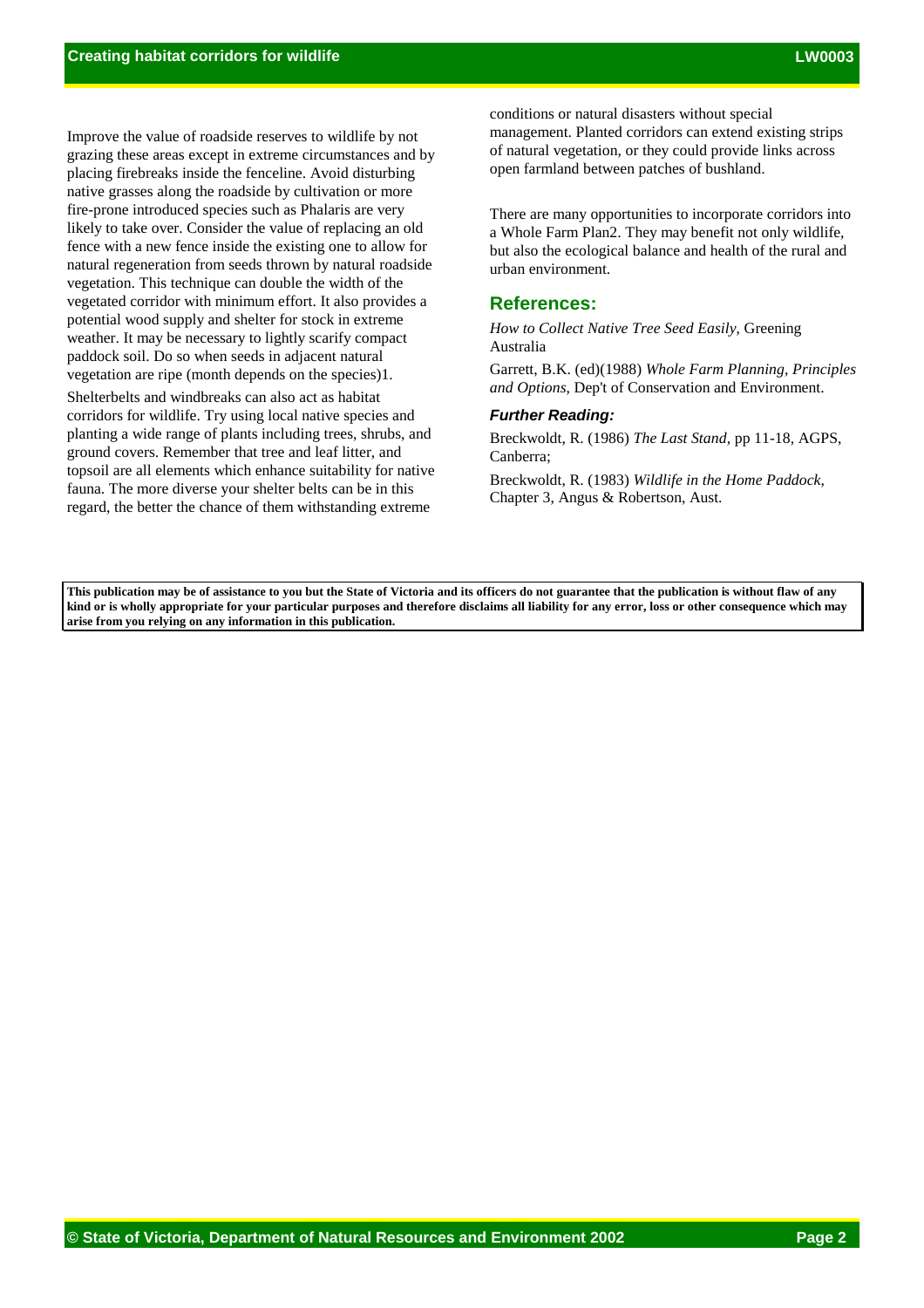Improve the value of roadside reserves to wildlife by not grazing these areas except in extreme circumstances and by placing firebreaks inside the fenceline. Avoid disturbing native grasses along the roadside by cultivation or more fire-prone introduced species such as Phalaris are very likely to take over. Consider the value of replacing an old fence with a new fence inside the existing one to allow for natural regeneration from seeds thrown by natural roadside vegetation. This technique can double the width of the vegetated corridor with minimum effort. It also provides a potential wood supply and shelter for stock in extreme weather. It may be necessary to lightly scarify compact paddock soil. Do so when seeds in adjacent natural vegetation are ripe (month depends on the species)1.

Shelterbelts and windbreaks can also act as habitat corridors for wildlife. Try using local native species and planting a wide range of plants including trees, shrubs, and ground covers. Remember that tree and leaf litter, and topsoil are all elements which enhance suitability for native fauna. The more diverse your shelter belts can be in this regard, the better the chance of them withstanding extreme conditions or natural disasters without special management. Planted corridors can extend existing strips of natural vegetation, or they could provide links across open farmland between patches of bushland.

There are many opportunities to incorporate corridors into a Whole Farm Plan2. They may benefit not only wildlife, but also the ecological balance and health of the rural and urban environment.

## References:

*How to Collect Native Tree Seed Easily*, Greening Australia

Garrett, B.K. (ed)(1988) *Whole Farm Planning, Principles and Options*, Dep't of Conservation and Environment.

### *Further Reading:*

Breckwoldt, R. (1986) *The Last Stand*, pp 11-18, AGPS, Canberra;

Breckwoldt, R. (1983) *Wildlife in the Home Paddock*, Chapter 3, Angus & Robertson, Aust.

**This publication may be of assistance to you but the State of Victoria and its officers do not guarantee that the publication is without flaw of any kind or is wholly appropriate for your particular purposes and therefore disclaims all liability for any error, loss or other consequence which may arise from you relying on any information in this publication.**